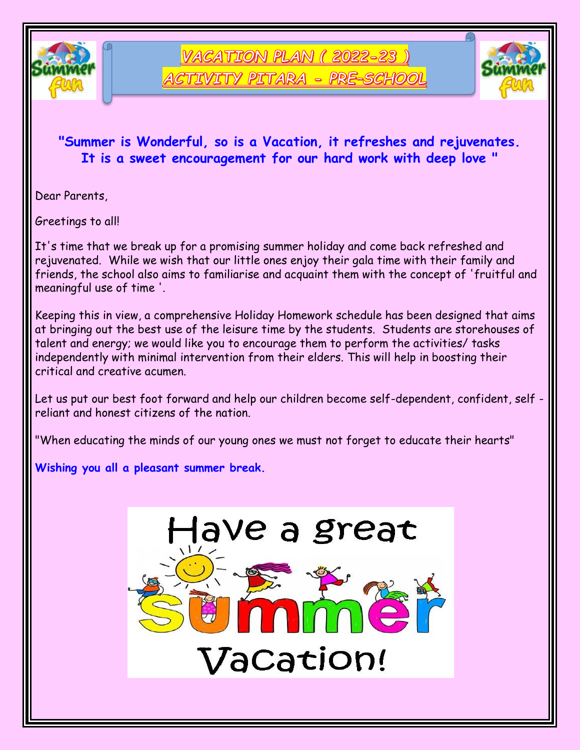# VACATION PLAN ( 2022-23 )
# ACTIVITY PITARA - PRE-SCHOOL

**"Summer is Wonderful, so is a Vacation, it refreshes and rejuvenates. It is a sweet encouragement for our hard work with deep love "**

Dear Parents,

Greetings to all!

It's time that we break up for a promising summer holiday and come back refreshed and rejuvenated. While we wish that our little ones enjoy their gala time with their family and friends, the school also aims to familiarise and acquaint them with the concept of 'fruitful and meaningful use of time '.

Keeping this in view, a comprehensive Holiday Homework schedule has been designed that aims at bringing out the best use of the leisure time by the students. Students are storehouses of talent and energy; we would like you to encourage them to perform the activities/ tasks independently with minimal intervention from their elders. This will help in boosting their critical and creative acumen.

Let us put our best foot forward and help our children become self-dependent, confident, self - reliant and honest citizens of the nation.

"When educating the minds of our young ones we must not forget to educate their hearts"

**Wishing you all a pleasant summer break.**

Have a great Summer Vacation!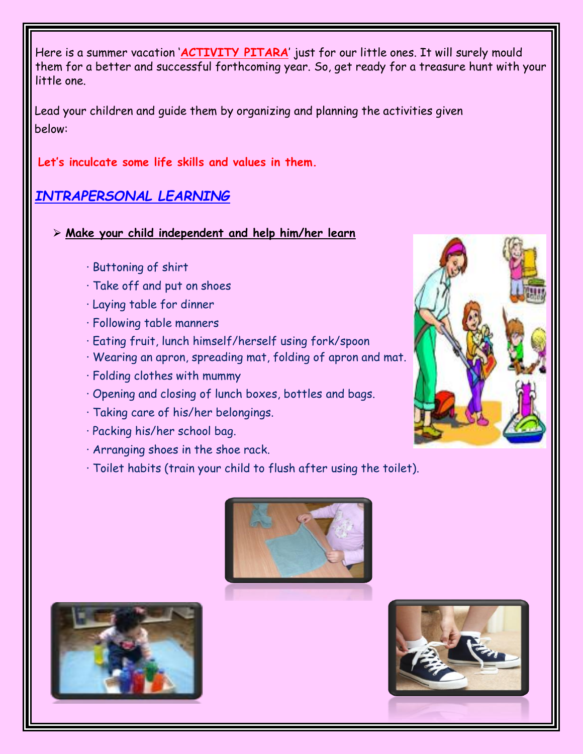Here is a summer vacation '**ACTIVITY PITARA**' just for our little ones. It will surely mould them for a better and successful forthcoming year. So, get ready for a treasure hunt with your little one.

Lead your children and guide them by organizing and planning the activities given below:

**Let's inculcate some life skills and values in them.**

## *INTRAPERSONAL LEARNING*

- **Make your child independent and help him/her learn**
  - Buttoning of shirt
  - Take off and put on shoes
  - Laying table for dinner
  - Following table manners
  - Eating fruit, lunch himself/herself using fork/spoon
  - Wearing an apron, spreading mat, folding of apron and mat.
  - Folding clothes with mummy
  - Opening and closing of lunch boxes, bottles and bags.
  - Taking care of his/her belongings.
  - Packing his/her school bag.
  - Arranging shoes in the shoe rack.
  - Toilet habits (train your child to flush after using the toilet).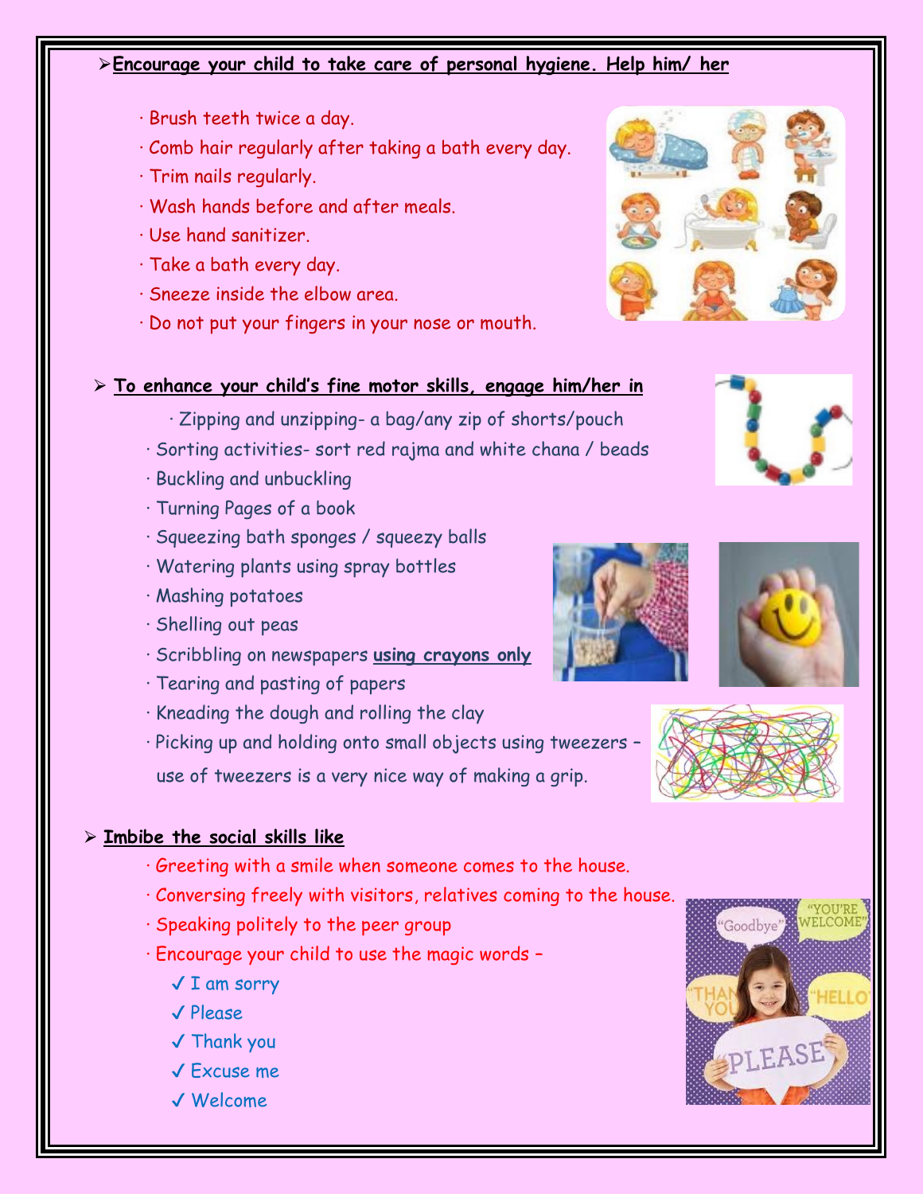- **Encourage your child to take care of personal hygiene. Help him/ her**

  - Brush teeth twice a day.
  - Comb hair regularly after taking a bath every day.
  - Trim nails regularly.
  - Wash hands before and after meals.
  - Use hand sanitizer.
  - Take a bath every day.
  - Sneeze inside the elbow area.
  - Do not put your fingers in your nose or mouth.

- **To enhance your child's fine motor skills, engage him/her in**

  - Zipping and unzipping- a bag/any zip of shorts/pouch
  - Sorting activities- sort red rajma and white chana / beads
  - Buckling and unbuckling
  - Turning Pages of a book
  - Squeezing bath sponges / squeezy balls
  - Watering plants using spray bottles
  - Mashing potatoes
  - Shelling out peas
  - Scribbling on newspapers **using crayons only**
  - Tearing and pasting of papers
  - Kneading the dough and rolling the clay
  - Picking up and holding onto small objects using tweezers – use of tweezers is a very nice way of making a grip.

- **Imbibe the social skills like**

  - Greeting with a smile when someone comes to the house.
  - Conversing freely with visitors, relatives coming to the house.
  - Speaking politely to the peer group
  - Encourage your child to use the magic words –
    - ✓ I am sorry
    - ✓ Please
    - ✓ Thank you
    - ✓ Excuse me
    - ✓ Welcome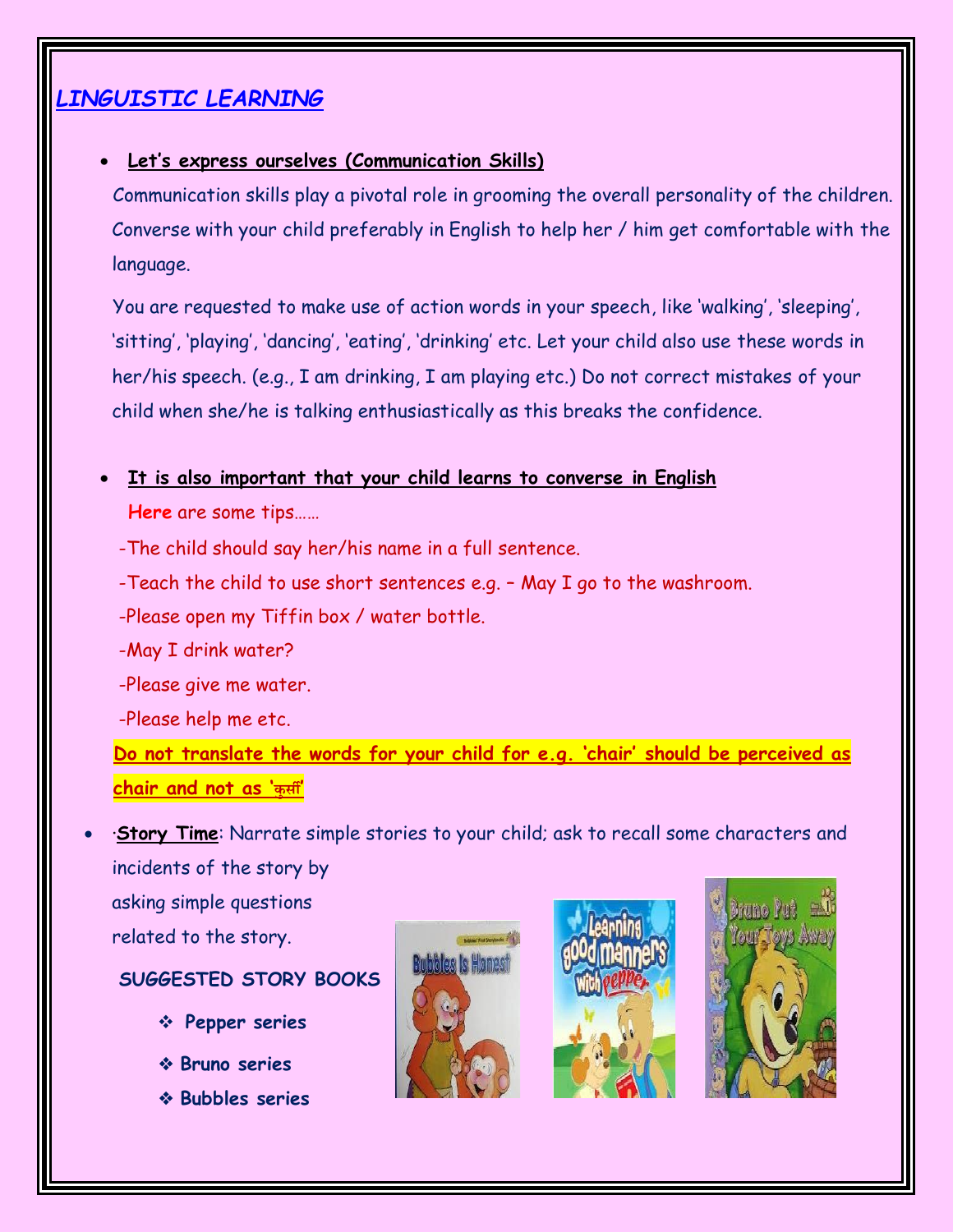## *LINGUISTIC LEARNING*

- **Let's express ourselves (Communication Skills)**

Communication skills play a pivotal role in grooming the overall personality of the children. Converse with your child preferably in English to help her / him get comfortable with the language.

You are requested to make use of action words in your speech, like 'walking', 'sleeping', 'sitting', 'playing', 'dancing', 'eating', 'drinking' etc. Let your child also use these words in her/his speech. (e.g., I am drinking, I am playing etc.) Do not correct mistakes of your child when she/he is talking enthusiastically as this breaks the confidence.

- **It is also important that your child learns to converse in English**

**Here** are some tips……

-The child should say her/his name in a full sentence.

-Teach the child to use short sentences e.g. – May I go to the washroom.

-Please open my Tiffin box / water bottle.

-May I drink water?

-Please give me water.

-Please help me etc.

**Do not translate the words for your child for e.g. 'chair' should be perceived as chair and not as 'कुर्सी'**

- ·**Story Time**: Narrate simple stories to your child; ask to recall some characters and incidents of the story by asking simple questions related to the story.

**SUGGESTED STORY BOOKS**

- **Pepper series**
- **Bruno series**
- **Bubbles series**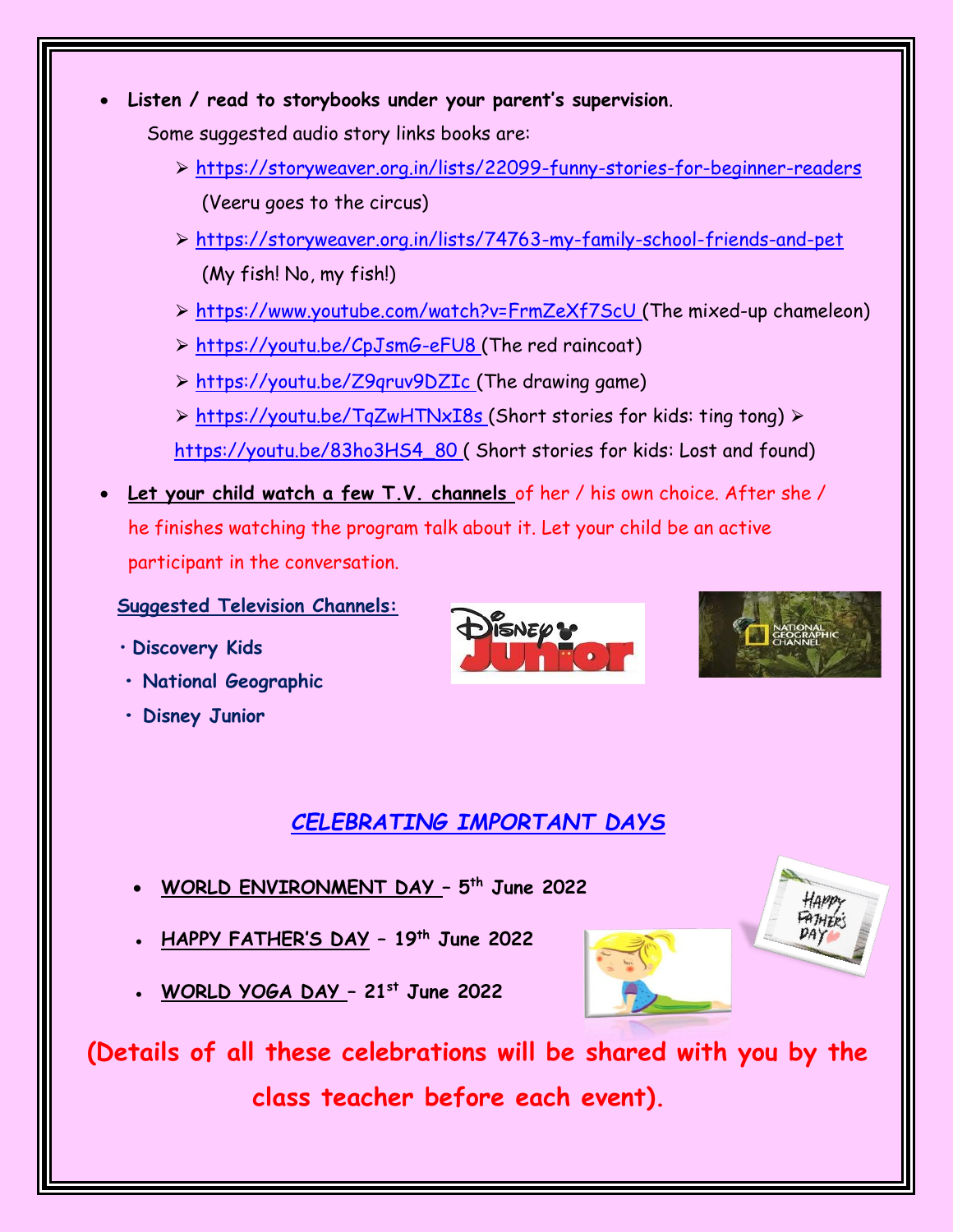- **Listen / read to storybooks under your parent's supervision**.

  Some suggested audio story links books are:

  - https://storyweaver.org.in/lists/22099-funny-stories-for-beginner-readers (Veeru goes to the circus)
  - https://storyweaver.org.in/lists/74763-my-family-school-friends-and-pet (My fish! No, my fish!)
  - https://www.youtube.com/watch?v=FrmZeXf7ScU (The mixed-up chameleon)
  - https://youtu.be/CpJsmG-eFU8 (The red raincoat)
  - https://youtu.be/Z9qruv9DZIc (The drawing game)
  - https://youtu.be/TqZwHTNxI8s (Short stories for kids: ting tong)
  - https://youtu.be/83ho3HS4_80 ( Short stories for kids: Lost and found)

- **Let your child watch a few T.V. channels** of her / his own choice. After she / he finishes watching the program talk about it. Let your child be an active participant in the conversation.

**Suggested Television Channels:**

- **Discovery Kids**
- **National Geographic**
- **Disney Junior**

## *CELEBRATING IMPORTANT DAYS*

- **WORLD ENVIRONMENT DAY – 5th June 2022**
- **HAPPY FATHER'S DAY – 19th June 2022**
- **WORLD YOGA DAY – 21st June 2022**

**(Details of all these celebrations will be shared with you by the class teacher before each event).**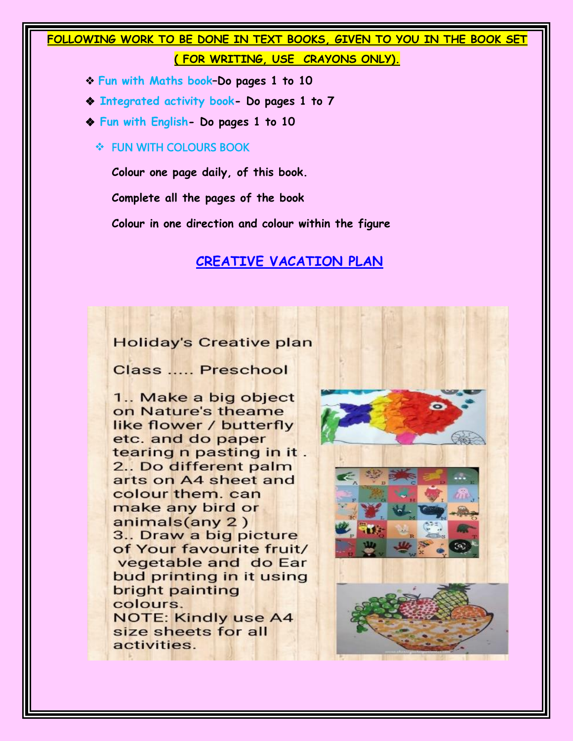**FOLLOWING WORK TO BE DONE IN TEXT BOOKS, GIVEN TO YOU IN THE BOOK SET**

**( FOR WRITING, USE CRAYONS ONLY).**

- **Fun with Maths book–Do pages 1 to 10**
- **Integrated activity book- Do pages 1 to 7**
- **Fun with English- Do pages 1 to 10**
- FUN WITH COLOURS BOOK

  **Colour one page daily, of this book.**

  **Complete all the pages of the book**

  **Colour in one direction and colour within the figure**

## CREATIVE VACATION PLAN

Holiday's Creative plan

Class ..... Preschool

1.. Make a big object on Nature's theame like flower / butterfly etc. and do paper tearing n pasting in it .

2.. Do different palm arts on A4 sheet and colour them. can make any bird or animals(any 2 )

3.. Draw a big picture of Your favourite fruit/ vegetable and do Ear bud printing in it using bright painting colours.

NOTE: Kindly use A4 size sheets for all activities.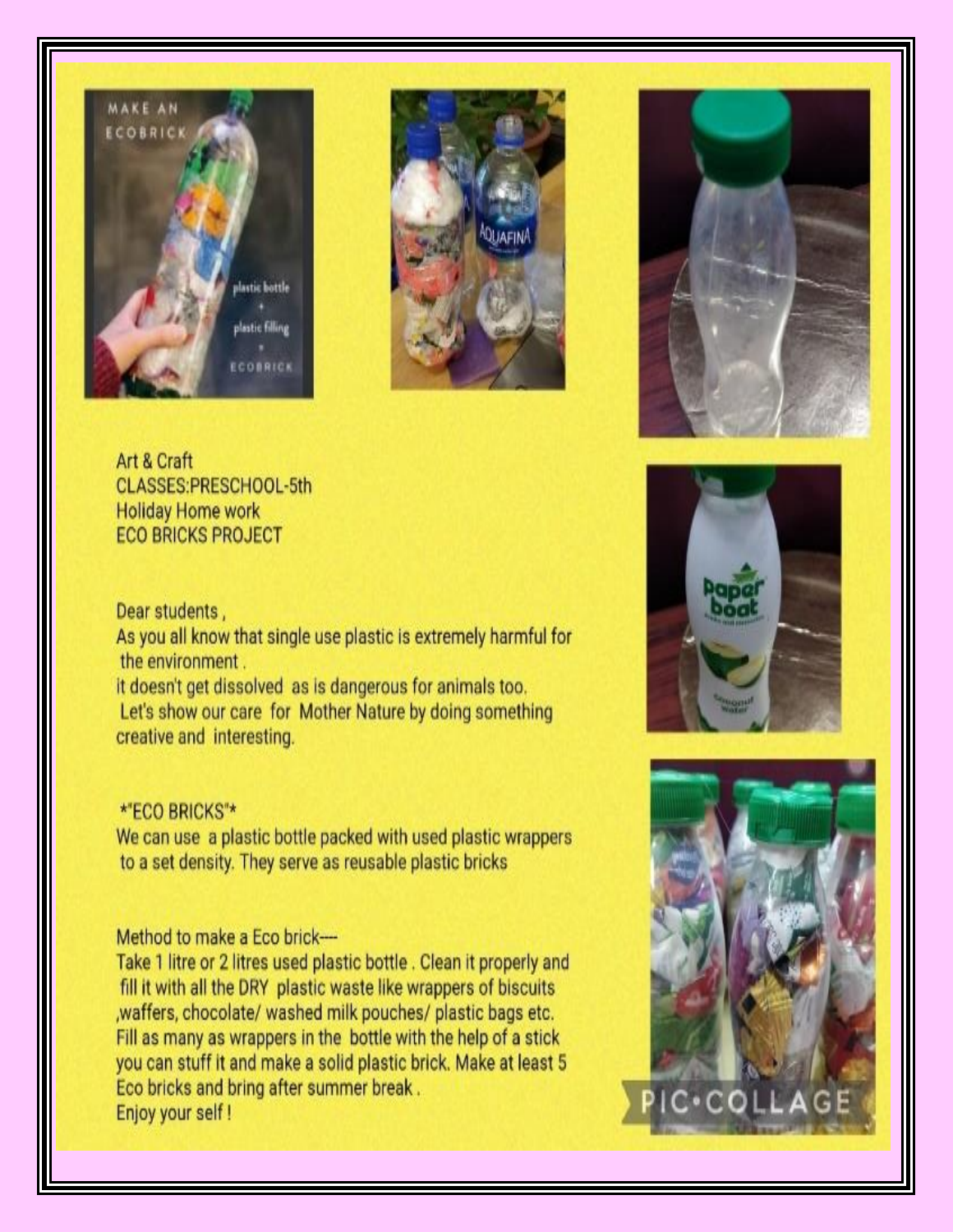Art & Craft
CLASSES:PRESCHOOL-5th
Holiday Home work
ECO BRICKS PROJECT

Dear students ,
As you all know that single use plastic is extremely harmful for the environment .
it doesn't get dissolved as is dangerous for animals too.
Let's show our care for Mother Nature by doing something creative and interesting.

*"ECO BRICKS"*
We can use a plastic bottle packed with used plastic wrappers to a set density. They serve as reusable plastic bricks

Method to make a Eco brick---
Take 1 litre or 2 litres used plastic bottle . Clean it properly and fill it with all the DRY plastic waste like wrappers of biscuits ,waffers, chocolate/ washed milk pouches/ plastic bags etc. Fill as many as wrappers in the bottle with the help of a stick you can stuff it and make a solid plastic brick. Make at least 5 Eco bricks and bring after summer break .
Enjoy your self !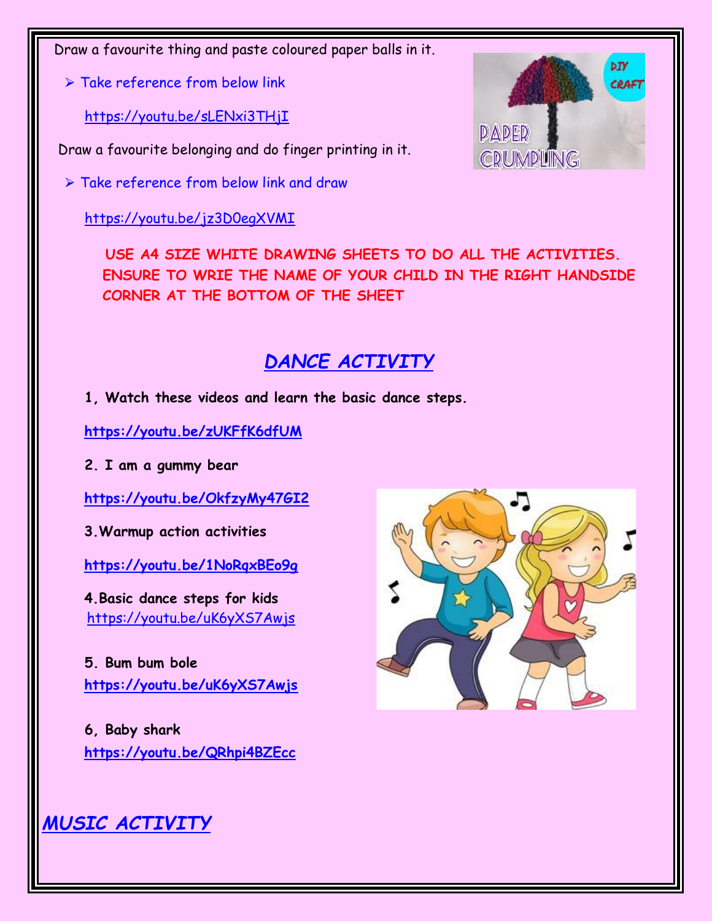Draw a favourite thing and paste coloured paper balls in it.

- Take reference from below link

  https://youtu.be/sLENxi3THjI

Draw a favourite belonging and do finger printing in it.

- Take reference from below link and draw

  https://youtu.be/jz3D0egXVMI

**USE A4 SIZE WHITE DRAWING SHEETS TO DO ALL THE ACTIVITIES. ENSURE TO WRIE THE NAME OF YOUR CHILD IN THE RIGHT HANDSIDE CORNER AT THE BOTTOM OF THE SHEET**

## *DANCE ACTIVITY*

**1, Watch these videos and learn the basic dance steps.**

**https://youtu.be/zUKFfK6dfUM**

**2. I am a gummy bear**

**https://youtu.be/OkfzyMy47GI2**

**3.Warmup action activities**

**https://youtu.be/1NoRqxBEo9g**

**4.Basic dance steps for kids**
https://youtu.be/uK6yXS7Awjs

**5. Bum bum bole**
**https://youtu.be/uK6yXS7Awjs**

**6, Baby shark**
**https://youtu.be/QRhpi4BZEcc**

## *MUSIC ACTIVITY*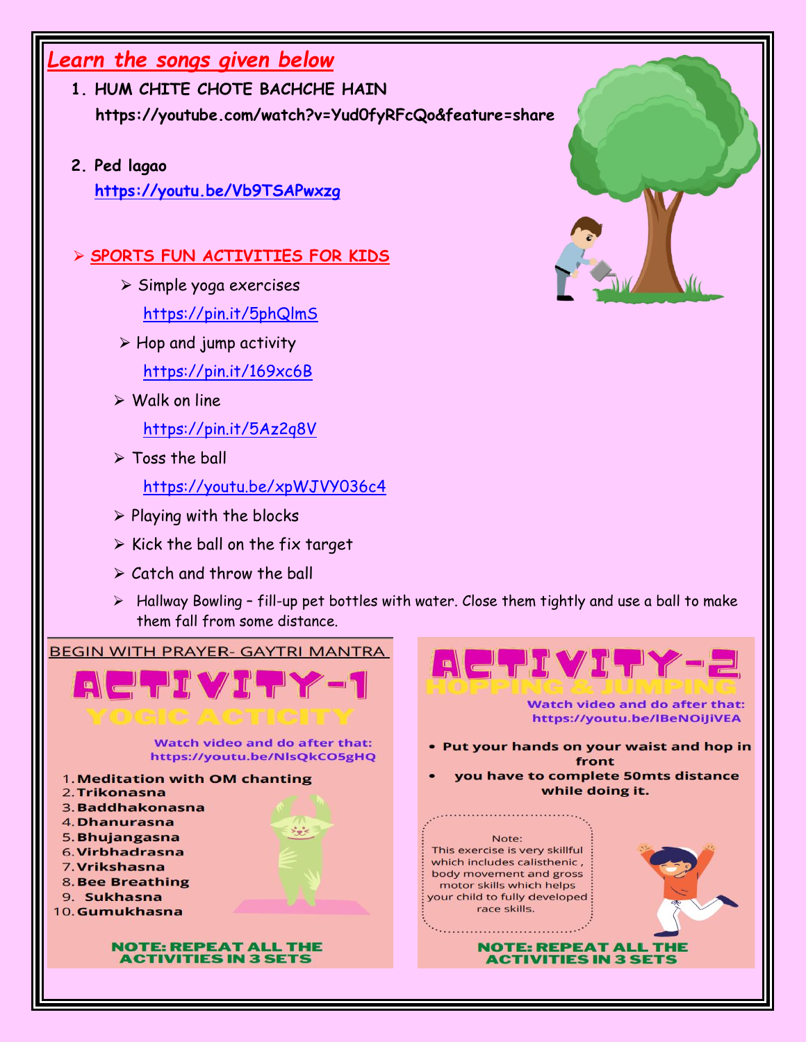## *Learn the songs given below*

1. **HUM CHITE CHOTE BACHCHE HAIN**
   **https://youtube.com/watch?v=Yud0fyRFcQo&feature=share**

2. **Ped lagao**
   **https://youtu.be/Vb9TSAPwxzg**

- **SPORTS FUN ACTIVITIES FOR KIDS**
  - Simple yoga exercises
    https://pin.it/5phQlmS
  - Hop and jump activity
    https://pin.it/169xc6B
  - Walk on line
    https://pin.it/5Az2q8V
  - Toss the ball
    https://youtu.be/xpWJVY036c4
  - Playing with the blocks
  - Kick the ball on the fix target
  - Catch and throw the ball
  - Hallway Bowling – fill-up pet bottles with water. Close them tightly and use a ball to make them fall from some distance.

BEGIN WITH PRAYER- GAYTRI MANTRA

# ACTIVITY-1

## YOGIC ACTICITY

**Watch video and do after that:**
**https://youtu.be/NlsQkCO5gHQ**

1. **Meditation with OM chanting**
2. **Trikonasna**
3. **Baddhakonasna**
4. **Dhanurasna**
5. **Bhujangasna**
6. **Virbhadrasna**
7. **Vrikshasna**
8. **Bee Breathing**
9. **Sukhasna**
10. **Gumukhasna**

**NOTE: REPEAT ALL THE ACTIVITIES IN 3 SETS**

# ACTIVITY-2

## HOPPING & JUMPING

**Watch video and do after that:**
**https://youtu.be/lBeNOiJiVEA**

- **Put your hands on your waist and hop in front**
- **you have to complete 50mts distance while doing it.**

Note:
This exercise is very skillful which includes calisthenic, body movement and gross motor skills which helps your child to fully developed race skills.

**NOTE: REPEAT ALL THE ACTIVITIES IN 3 SETS**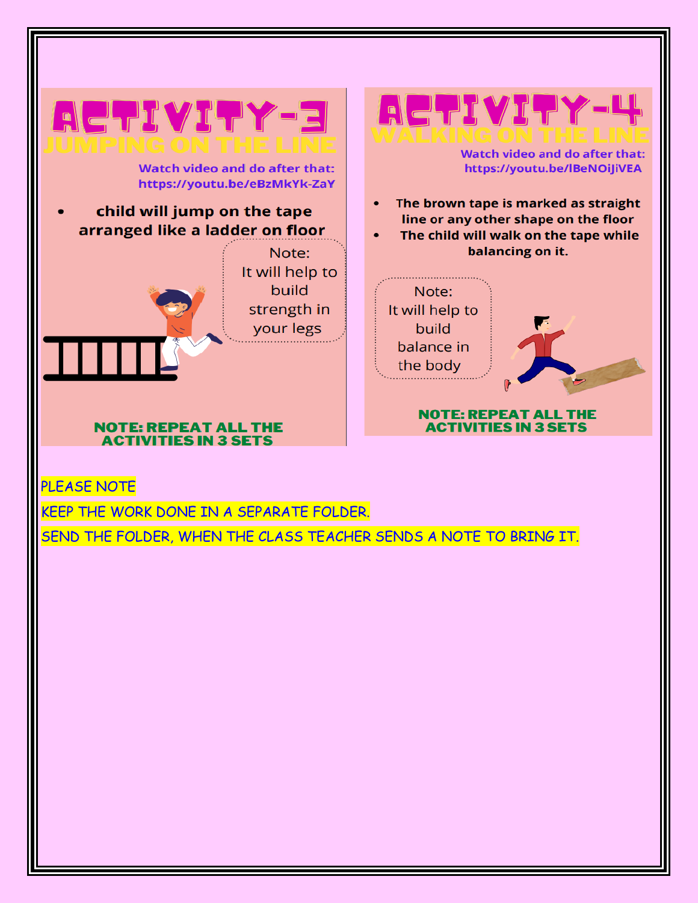# ACTIVITY-3

## JUMPING ON THE LINE

Watch video and do after that:
https://youtu.be/eBzMkYk-ZaY

- child will jump on the tape arranged like a ladder on floor

Note:
It will help to build strength in your legs

**NOTE: REPEAT ALL THE ACTIVITIES IN 3 SETS**

# ACTIVITY-4

## WALKING ON THE LINE

Watch video and do after that:
https://youtu.be/lBeNOiJiVEA

- The brown tape is marked as straight line or any other shape on the floor
- The child will walk on the tape while balancing on it.

Note:
It will help to build balance in the body

**NOTE: REPEAT ALL THE ACTIVITIES IN 3 SETS**

PLEASE NOTE

KEEP THE WORK DONE IN A SEPARATE FOLDER.

SEND THE FOLDER, WHEN THE CLASS TEACHER SENDS A NOTE TO BRING IT.